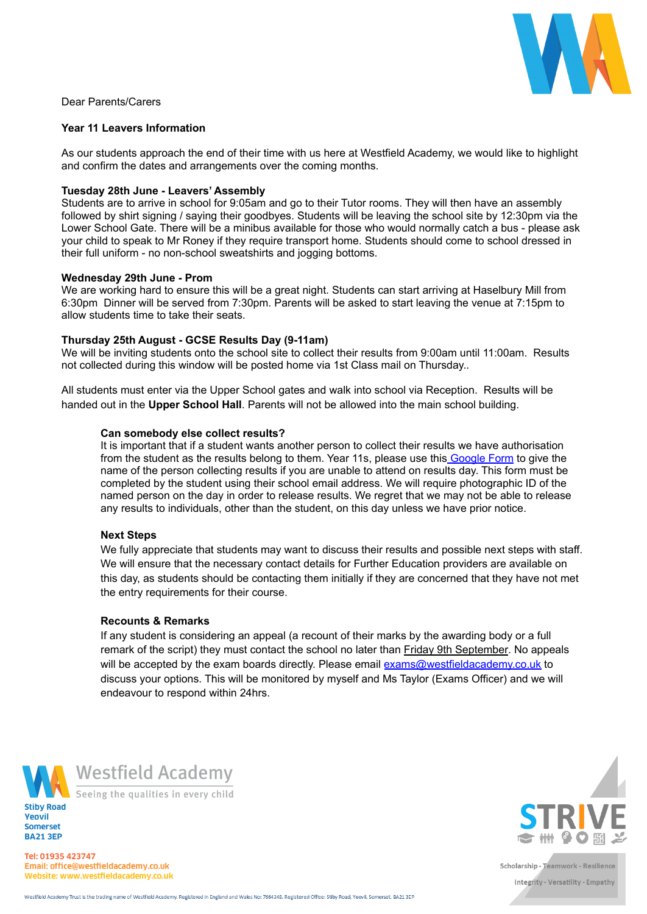Dear Parents/Carers

**Year 11 Leavers Information**

As our students approach the end of their time with us here at Westfield Academy, we would like to highlight and confirm the dates and arrangements over the coming months.

**Tuesday 28th June - Leavers' Assembly**
Students are to arrive in school for 9:05am and go to their Tutor rooms. They will then have an assembly followed by shirt signing / saying their goodbyes. Students will be leaving the school site by 12:30pm via the Lower School Gate. There will be a minibus available for those who would normally catch a bus - please ask your child to speak to Mr Roney if they require transport home. Students should come to school dressed in their full uniform - no non-school sweatshirts and jogging bottoms.

**Wednesday 29th June - Prom**
We are working hard to ensure this will be a great night. Students can start arriving at Haselbury Mill from 6:30pm Dinner will be served from 7:30pm. Parents will be asked to start leaving the venue at 7:15pm to allow students time to take their seats.

**Thursday 25th August - GCSE Results Day (9-11am)**
We will be inviting students onto the school site to collect their results from 9:00am until 11:00am. Results not collected during this window will be posted home via 1st Class mail on Thursday..

All students must enter via the Upper School gates and walk into school via Reception. Results will be handed out in the **Upper School Hall**. Parents will not be allowed into the main school building.

**Can somebody else collect results?**
It is important that if a student wants another person to collect their results we have authorisation from the student as the results belong to them. Year 11s, please use this [Google Form] to give the name of the person collecting results if you are unable to attend on results day. This form must be completed by the student using their school email address. We will require photographic ID of the named person on the day in order to release results. We regret that we may not be able to release any results to individuals, other than the student, on this day unless we have prior notice.

**Next Steps**
We fully appreciate that students may want to discuss their results and possible next steps with staff. We will ensure that the necessary contact details for Further Education providers are available on this day, as students should be contacting them initially if they are concerned that they have not met the entry requirements for their course.

**Recounts & Remarks**
If any student is considering an appeal (a recount of their marks by the awarding body or a full remark of the script) they must contact the school no later than Friday 9th September. No appeals will be accepted by the exam boards directly. Please email exams@westfieldacademy.co.uk to discuss your options. This will be monitored by myself and Ms Taylor (Exams Officer) and we will endeavour to respond within 24hrs.

Westfield Academy
Seeing the qualities in every child

Stiby Road
Yeovil
Somerset
BA21 3EP

Tel: 01935 423747
Email: office@westfieldacademy.co.uk
Website: www.westfieldacademy.co.uk

STRIVE
Scholarship - Teamwork - Resilience
Integrity - Versatility - Empathy

Westfield Academy Trust is the trading name of Westfield Academy. Registered in England and Wales No: 7664348. Registered Office: Stiby Road, Yeovil, Somerset, BA21 3EP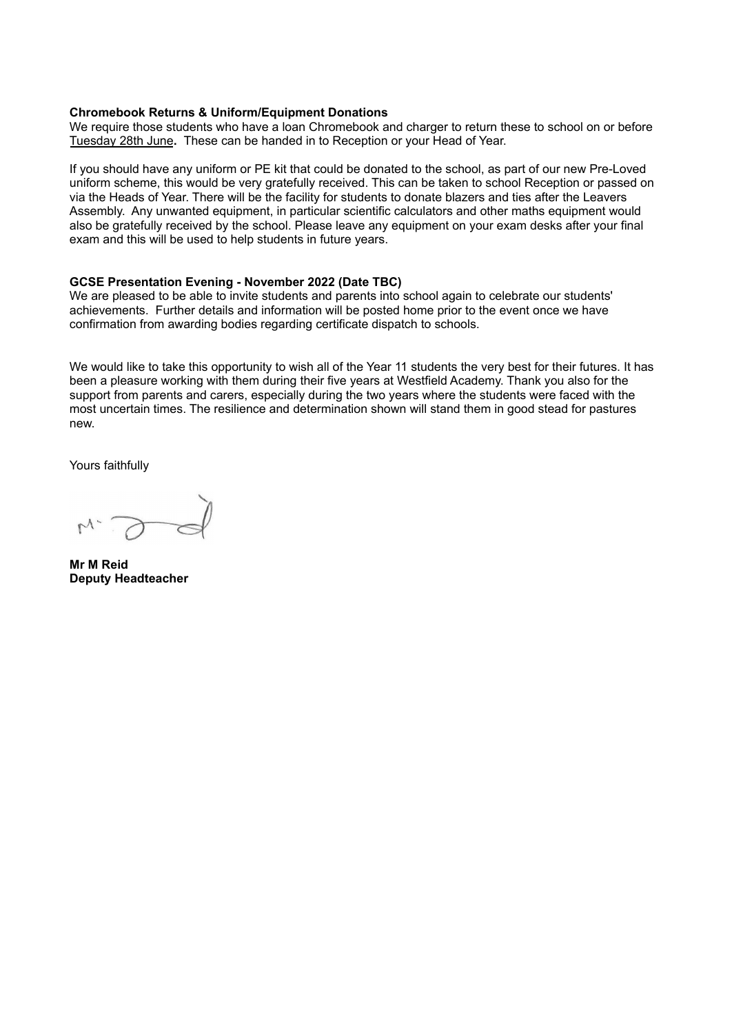**Chromebook Returns & Uniform/Equipment Donations**
We require those students who have a loan Chromebook and charger to return these to school on or before Tuesday 28th June**.** These can be handed in to Reception or your Head of Year.

If you should have any uniform or PE kit that could be donated to the school, as part of our new Pre-Loved uniform scheme, this would be very gratefully received. This can be taken to school Reception or passed on via the Heads of Year. There will be the facility for students to donate blazers and ties after the Leavers Assembly. Any unwanted equipment, in particular scientific calculators and other maths equipment would also be gratefully received by the school. Please leave any equipment on your exam desks after your final exam and this will be used to help students in future years.

**GCSE Presentation Evening - November 2022 (Date TBC)**
We are pleased to be able to invite students and parents into school again to celebrate our students' achievements. Further details and information will be posted home prior to the event once we have confirmation from awarding bodies regarding certificate dispatch to schools.

We would like to take this opportunity to wish all of the Year 11 students the very best for their futures. It has been a pleasure working with them during their five years at Westfield Academy. Thank you also for the support from parents and carers, especially during the two years where the students were faced with the most uncertain times. The resilience and determination shown will stand them in good stead for pastures new.

Yours faithfully

**Mr M Reid**
**Deputy Headteacher**